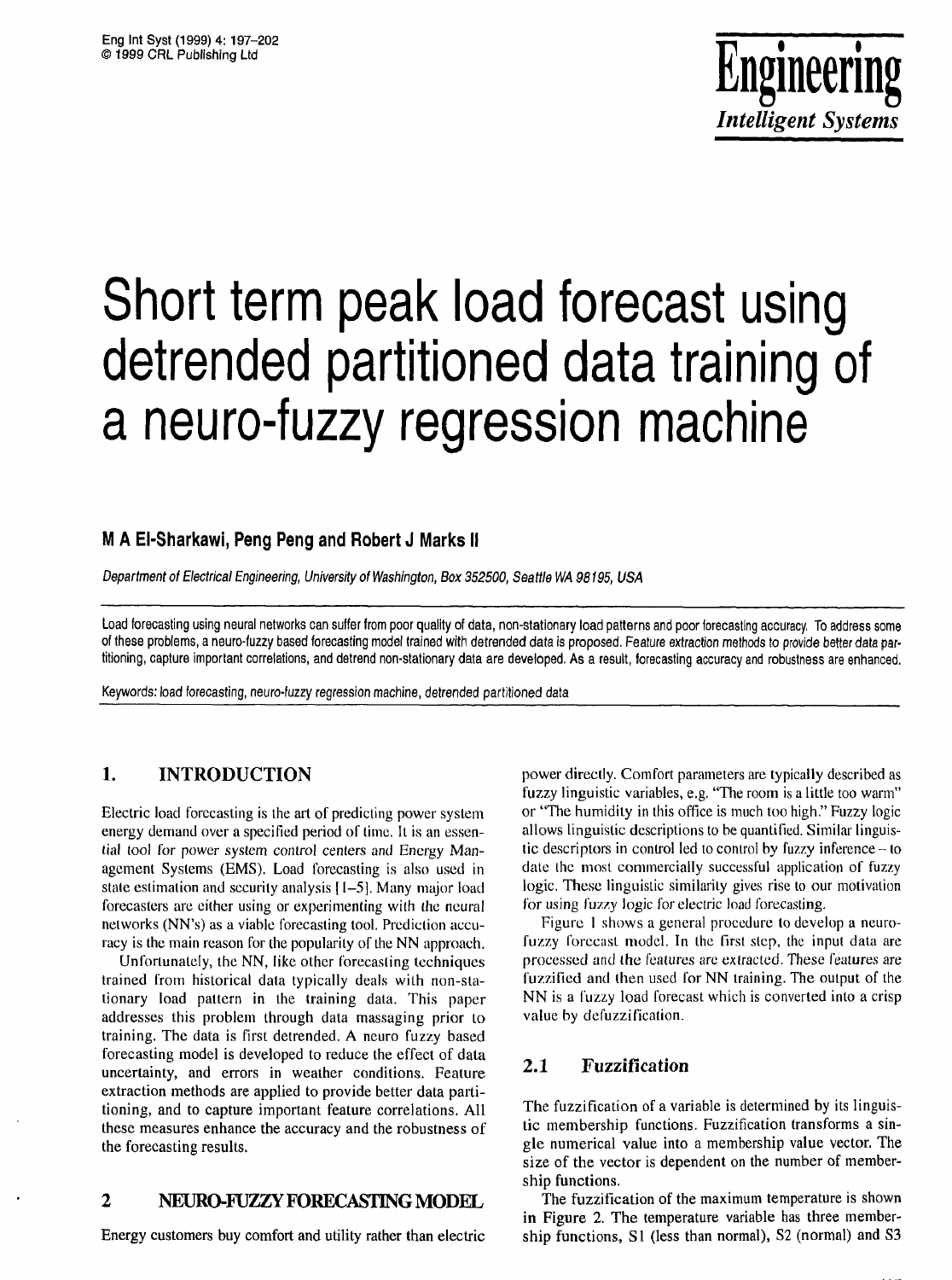# Short term peak load forecast using detrended partitioned data training of a neuro-fuzzy regression machine

**M A El-Sharkawi, Peng Peng and Robert J Marks II**

*Department of Electrical Engineering, University of Washington, Box 352500, Seattle WA 98195, USA*

Load forecasting using neural networks can suffer from poor quality of data, non-stationary load patterns and poor forecasting accuracy. To address some of these problems, a neuro-fuzzy based forecasting model trained with detrended data is proposed. Feature extraction methods to provide better data partitioning, capture important correlations, and detrend non-stationary data are developed. As a result, forecasting accuracy and robustness are enhanced.

Keywords: load forecasting, neuro-fuzzy regression machine, detrended partitioned data

## 1. INTRODUCTION

Electric load forecasting is the art of predicting power system energy demand over a specified period of time. It is an essential tool for power system control centers and Energy Management Systems (EMS). Load forecasting is also used in state estimation and security analysis [1–5]. Many major load forecasters are either using or experimenting with the neural networks (NN's) as a viable forecasting tool. Prediction accuracy is the main reason for the popularity of the NN approach.

Unfortunately, the NN, like other forecasting techniques trained from historical data typically deals with non-stationary load pattern in the training data. This paper addresses this problem through data massaging prior to training. The data is first detrended. A neuro fuzzy based forecasting model is developed to reduce the effect of data uncertainty, and errors in weather conditions. Feature extraction methods are applied to provide better data partitioning, and to capture important feature correlations. All these measures enhance the accuracy and the robustness of the forecasting results.

## 2 NEURO-FUZZY FORECASTING MODEL

Energy customers buy comfort and utility rather than electric power directly. Comfort parameters are typically described as fuzzy linguistic variables, e.g. "The room is a little too warm" or "The humidity in this office is much too high." Fuzzy logic allows linguistic descriptions to be quantified. Similar linguistic descriptors in control led to control by fuzzy inference – to date the most commercially successful application of fuzzy logic. These linguistic similarity gives rise to our motivation for using fuzzy logic for electric load forecasting.

Figure 1 shows a general procedure to develop a neuro-fuzzy forecast model. In the first step, the input data are processed and the features are extracted. These features are fuzzified and then used for NN training. The output of the NN is a fuzzy load forecast which is converted into a crisp value by defuzzification.

### 2.1 Fuzzification

The fuzzification of a variable is determined by its linguistic membership functions. Fuzzification transforms a single numerical value into a membership value vector. The size of the vector is dependent on the number of membership functions.

The fuzzification of the maximum temperature is shown in Figure 2. The temperature variable has three membership functions, S1 (less than normal), S2 (normal) and S3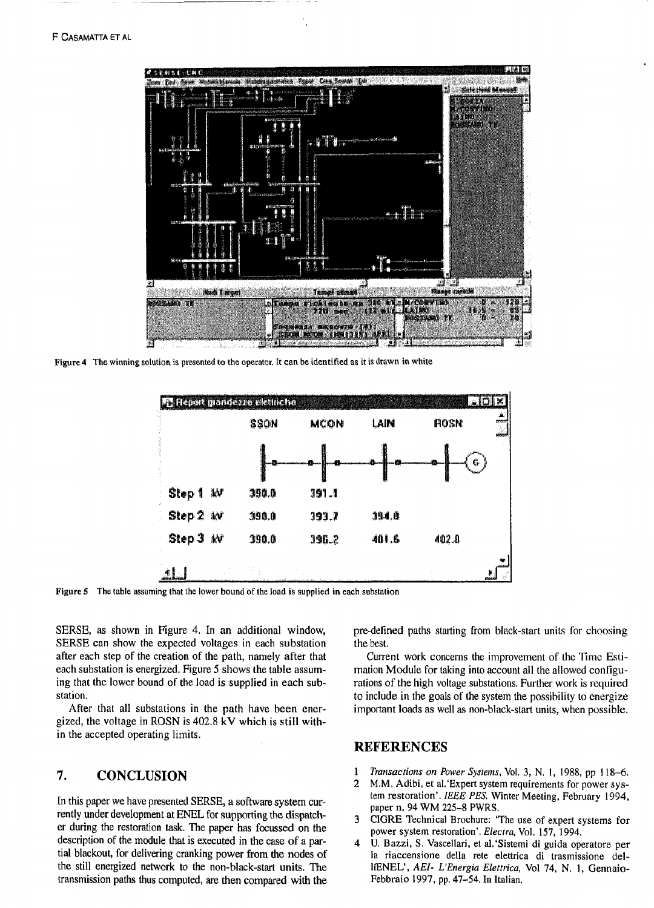Figure 4 The winning solution is presented to the operator. It can be identified as it is drawn in white

Figure 5 The table assuming that the lower bound of the load is supplied in each substation

SERSE, as shown in Figure 4. In an additional window, SERSE can show the expected voltages in each substation after each step of the creation of the path, namely after that each substation is energized. Figure 5 shows the table assuming that the lower bound of the load is supplied in each substation.

After that all substations in the path have been energized, the voltage in ROSN is 402.8 kV which is still within the accepted operating limits.

## 7. CONCLUSION

In this paper we have presented SERSE, a software system currently under development at ENEL for supporting the dispatcher during the restoration task. The paper has focussed on the description of the module that is executed in the case of a partial blackout, for delivering cranking power from the nodes of the still energized network to the non-black-start units. The transmission paths thus computed, are then compared with the pre-defined paths starting from black-start units for choosing the best.

Current work concerns the improvement of the Time Estimation Module for taking into account all the allowed configurations of the high voltage substations. Further work is required to include in the goals of the system the possibility to energize important loads as well as non-black-start units, when possible.

## REFERENCES

1. *Transactions on Power Systems*, Vol. 3, N. 1, 1988, pp 118–6.
2. M.M. Adibi, et al.'Expert system requirements for power system restoration'. *IEEE PES*. Winter Meeting, February 1994, paper n. 94 WM 225-8 PWRS.
3. CIGRE Technical Brochure: 'The use of expert systems for power system restoration'. *Electra*, Vol. 157, 1994.
4. U. Bazzi, S. Vascellari, et al.'Sistemi di guida operatore per la riaccensione della rete elettrica di trasmissione dell'ENEL', *AEI- L'Energia Elettrica*, Vol 74, N. 1, Gennaio-Febbraio 1997, pp. 47–54. In Italian.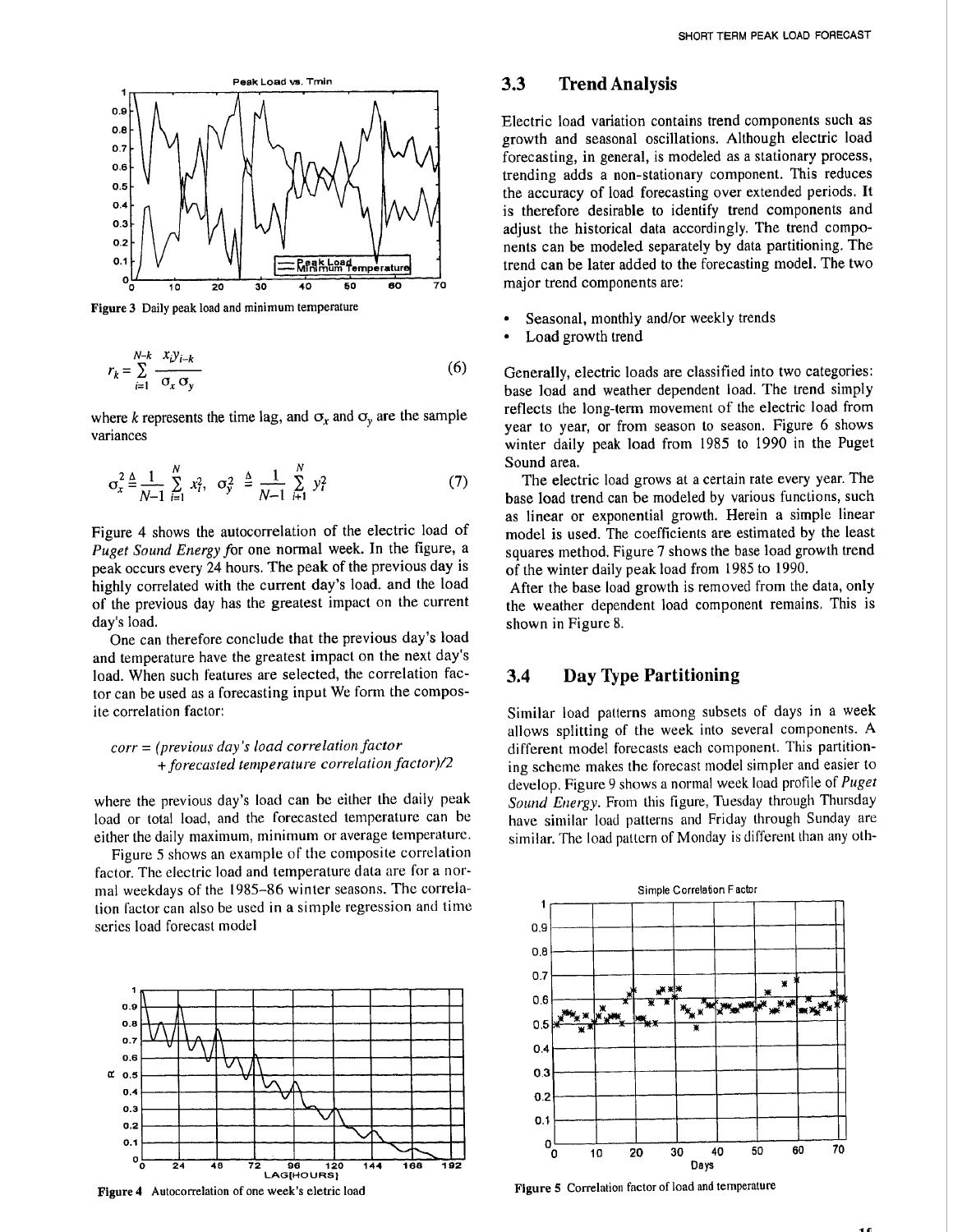Figure 3 Daily peak load and minimum temperature

$$r_k = \sum_{i=1}^{N-k} \frac{x_i y_{i-k}}{\sigma_x \sigma_y} \tag{6}$$

where $k$ represents the time lag, and $\sigma_x$ and $\sigma_y$ are the sample variances

$$\sigma_x^2 \triangleq \frac{1}{N-1} \sum_{i=1}^{N} x_i^2, \quad \sigma_y^2 \triangleq \frac{1}{N-1} \sum_{i+1}^{N} y_i^2 \tag{7}$$

Figure 4 shows the autocorrelation of the electric load of *Puget Sound Energy* for one normal week. In the figure, a peak occurs every 24 hours. The peak of the previous day is highly correlated with the current day's load. and the load of the previous day has the greatest impact on the current day's load.

One can therefore conclude that the previous day's load and temperature have the greatest impact on the next day's load. When such features are selected, the correlation factor can be used as a forecasting input We form the composite correlation factor:

*corr = (previous day's load correlation factor + forecasted temperature correlation factor)/2*

where the previous day's load can be either the daily peak load or total load, and the forecasted temperature can be either the daily maximum, minimum or average temperature.

Figure 5 shows an example of the composite correlation factor. The electric load and temperature data are for a normal weekdays of the 1985–86 winter seasons. The correlation factor can also be used in a simple regression and time series load forecast model

Figure 4 Autocorrelation of one week's eletric load

## 3.3 Trend Analysis

Electric load variation contains trend components such as growth and seasonal oscillations. Although electric load forecasting, in general, is modeled as a stationary process, trending adds a non-stationary component. This reduces the accuracy of load forecasting over extended periods. It is therefore desirable to identify trend components and adjust the historical data accordingly. The trend components can be modeled separately by data partitioning. The trend can be later added to the forecasting model. The two major trend components are:

- Seasonal, monthly and/or weekly trends
- Load growth trend

Generally, electric loads are classified into two categories: base load and weather dependent load. The trend simply reflects the long-term movement of the electric load from year to year, or from season to season. Figure 6 shows winter daily peak load from 1985 to 1990 in the Puget Sound area.

The electric load grows at a certain rate every year. The base load trend can be modeled by various functions, such as linear or exponential growth. Herein a simple linear model is used. The coefficients are estimated by the least squares method. Figure 7 shows the base load growth trend of the winter daily peak load from 1985 to 1990.

After the base load growth is removed from the data, only the weather dependent load component remains. This is shown in Figure 8.

## 3.4 Day Type Partitioning

Similar load patterns among subsets of days in a week allows splitting of the week into several components. A different model forecasts each component. This partitioning scheme makes the forecast model simpler and easier to develop. Figure 9 shows a normal week load profile of *Puget Sound Energy*. From this figure, Tuesday through Thursday have similar load patterns and Friday through Sunday are similar. The load pattern of Monday is different than any oth-

Figure 5 Correlation factor of load and temperature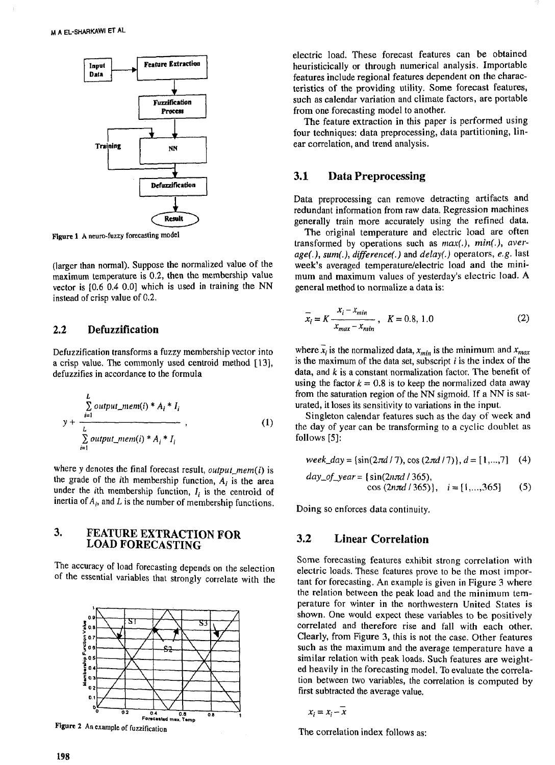Figure 1 A neuro-fuzzy forecasting model

(larger than normal). Suppose the normalized value of the maximum temperature is 0.2, then the membership value vector is [0.6 0.4 0.0] which is used in training the NN instead of crisp value of 0.2.

## 2.2 Defuzzification

Defuzzification transforms a fuzzy membership vector into a crisp value. The commonly used centroid method [13], defuzzifies in accordance to the formula

$$y + \frac{\sum_{i=1}^{L} output\_mem(i) * A_i * I_i}{\sum_{i=1}^{L} output\_mem(i) * A_i * I_i}, \qquad (1)$$

where $y$ denotes the final forecast result, $output\_mem(i)$ is the grade of the $i$th membership function, $A_i$ is the area under the $i$th membership function, $I_i$ is the centroid of inertia of $A_i$, and $L$ is the number of membership functions.

# 3. FEATURE EXTRACTION FOR LOAD FORECASTING

The accuracy of load forecasting depends on the selection of the essential variables that strongly correlate with the electric load. These forecast features can be obtained heuristicically or through numerical analysis. Importable features include regional features dependent on the characteristics of the providing utility. Some forecast features, such as calendar variation and climate factors, are portable from one forecasting model to another.

Figure 2 An example of fuzzification

The feature extraction in this paper is performed using four techniques: data preprocessing, data partitioning, linear correlation, and trend analysis.

## 3.1 Data Preprocessing

Data preprocessing can remove detracting artifacts and redundant information from raw data. Regression machines generally train more accurately using the refined data.

The original temperature and electric load are often transformed by operations such as *max(.)*, *min(.)*, *average(.)*, *sum(.)*, *difference(.)* and *delay(.)* operators, *e.g.* last week's averaged temperature/electric load and the minimum and maximum values of yesterday's electric load. A general method to normalize a data is:

$$\bar{x}_i = K \frac{x_i - x_{min}}{x_{max} - x_{min}}, \quad K = 0.8, 1.0 \qquad (2)$$

where $\bar{x}_i$ is the normalized data, $x_{min}$ is the minimum and $x_{max}$ is the maximum of the data set, subscript $i$ is the index of the data, and $k$ is a constant normalization factor. The benefit of using the factor $k = 0.8$ is to keep the normalized data away from the saturation region of the NN sigmoid. If a NN is saturated, it loses its sensitivity to variations in the input.

Singleton calendar features such as the day of week and the day of year can be transforming to a cyclic doublet as follows [5]:

$$week\_day = \{\sin(2\pi d/7), \cos(2\pi d/7)\}, \; d = [1,\ldots,7] \qquad (4)$$

$$day\_of\_year = \{\sin(2n\pi d/365), \cos(2n\pi d/365)\}, \quad i = [1,\ldots,365] \qquad (5)$$

Doing so enforces data continuity.

## 3.2 Linear Correlation

Some forecasting features exhibit strong correlation with electric loads. These features prove to be the most important for forecasting. An example is given in Figure 3 where the relation between the peak load and the minimum temperature for winter in the northwestern United States is shown. One would expect these variables to be positively correlated and therefore rise and fall with each other. Clearly, from Figure 3, this is not the case. Other features such as the maximum and the average temperature have a similar relation with peak loads. Such features are weighted heavily in the forecasting model. To evaluate the correlation between two variables, the correlation is computed by first subtracted the average value.

$$x_i = x_i - \bar{x}$$

The correlation index follows as: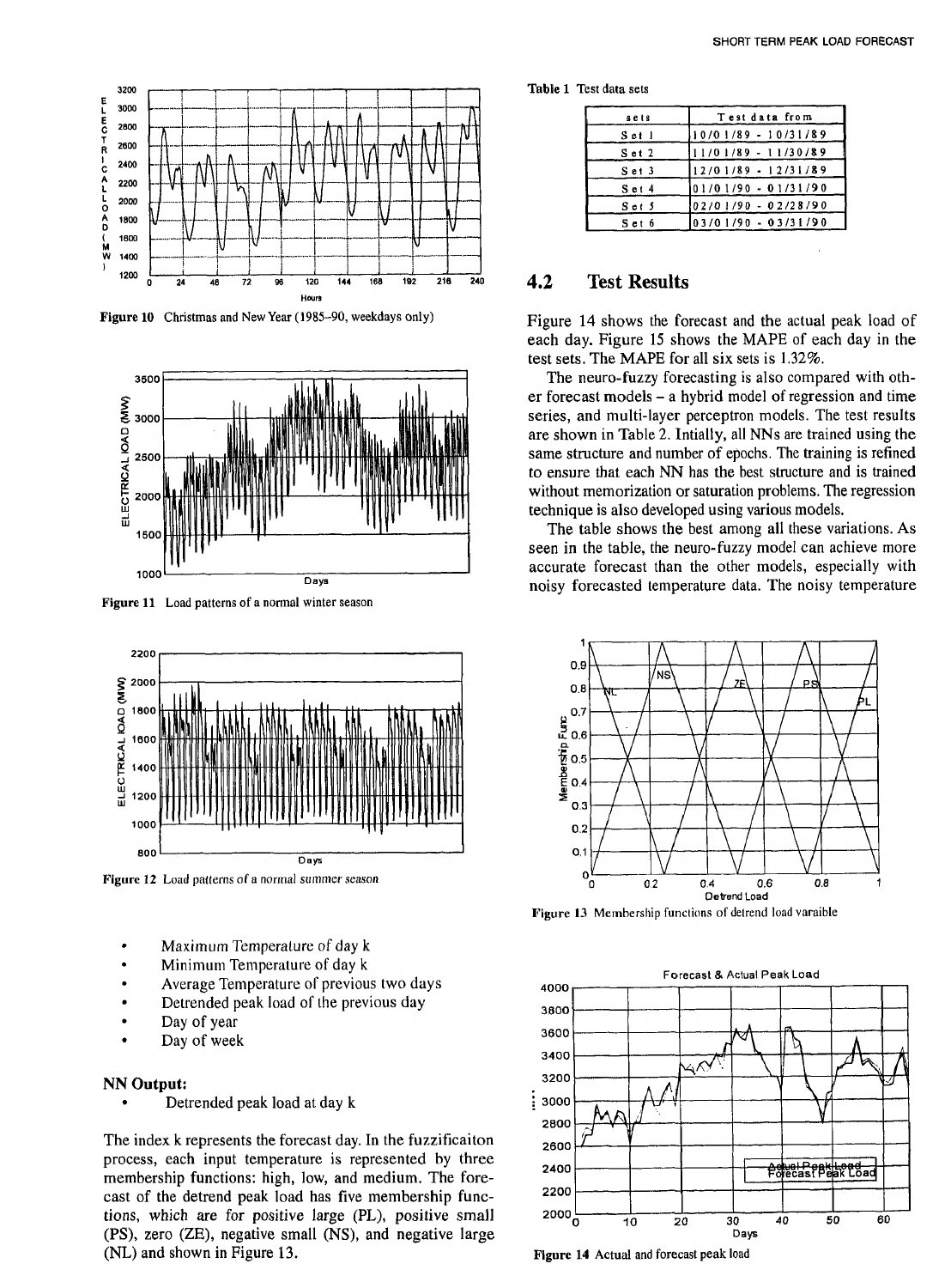Figure 10 Christmas and New Year (1985–90, weekdays only)

Figure 11 Load patterns of a normal winter season

Figure 12 Load patterns of a normal summer season

- Maximum Temperature of day k
- Minimum Temperature of day k
- Average Temperature of previous two days
- Detrended peak load of the previous day
- Day of year
- Day of week

**NN Output:**

- Detrended peak load at day k

The index k represents the forecast day. In the fuzzificaiton process, each input temperature is represented by three membership functions: high, low, and medium. The forecast of the detrend peak load has five membership functions, which are for positive large (PL), positive small (PS), zero (ZE), negative small (NS), and negative large (NL) and shown in Figure 13.

**Table 1** Test data sets

| sets | Test data from |
|---|---|
| Set 1 | 10/01/89 - 10/31/89 |
| Set 2 | 11/01/89 - 11/30/89 |
| Set 3 | 12/01/89 - 12/31/89 |
| Set 4 | 01/01/90 - 01/31/90 |
| Set 5 | 02/01/90 - 02/28/90 |
| Set 6 | 03/01/90 - 03/31/90 |

## 4.2 Test Results

Figure 14 shows the forecast and the actual peak load of each day. Figure 15 shows the MAPE of each day in the test sets. The MAPE for all six sets is 1.32%.

The neuro-fuzzy forecasting is also compared with other forecast models – a hybrid model of regression and time series, and multi-layer perceptron models. The test results are shown in Table 2. Intially, all NNs are trained using the same structure and number of epochs. The training is refined to ensure that each NN has the best structure and is trained without memorization or saturation problems. The regression technique is also developed using various models.

The table shows the best among all these variations. As seen in the table, the neuro-fuzzy model can achieve more accurate forecast than the other models, especially with noisy forecasted temperature data. The noisy temperature

Figure 13 Membership functions of detrend load varaible

Figure 14 Actual and forecast peak load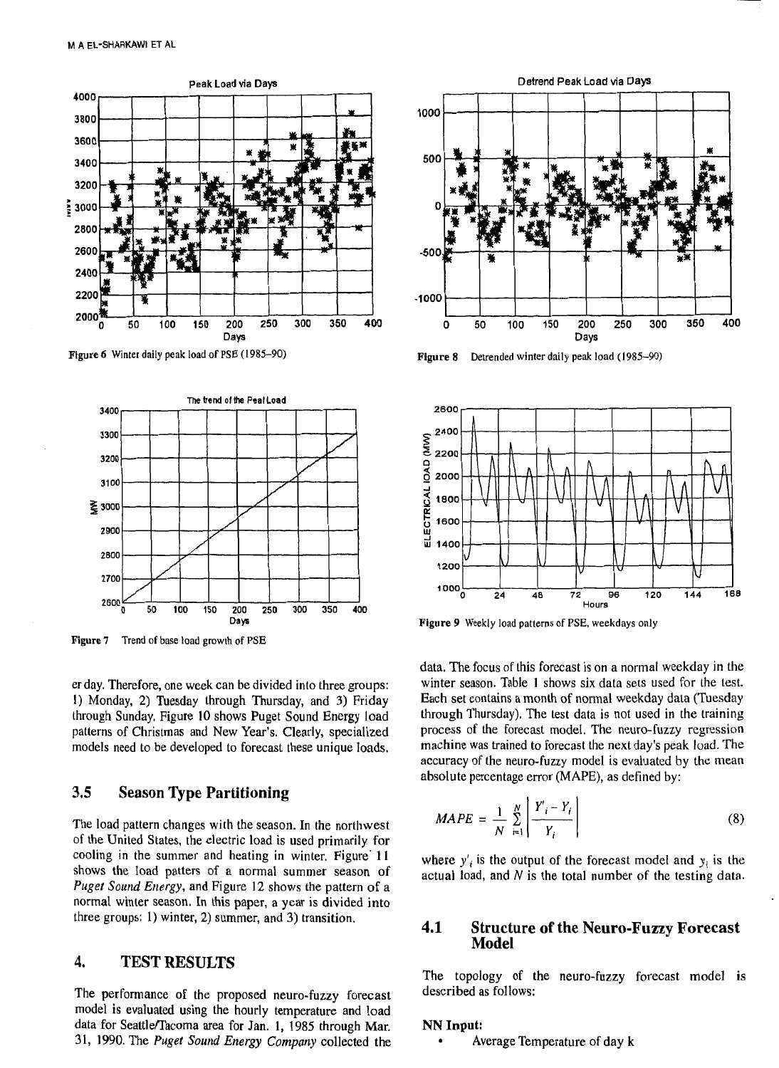Figure 6 Winter daily peak load of PSE (1985–90)

Figure 7 Trend of base load growth of PSE

Figure 8 Detrended winter daily peak load (1985–90)

Figure 9 Weekly load patterns of PSE, weekdays only

er day. Therefore, one week can be divided into three groups: 1) Monday, 2) Tuesday through Thursday, and 3) Friday through Sunday. Figure 10 shows Puget Sound Energy load patterns of Christmas and New Year's. Clearly, specialized models need to be developed to forecast these unique loads.

## 3.5 Season Type Partitioning

The load pattern changes with the season. In the northwest of the United States, the electric load is used primarily for cooling in the summer and heating in winter. Figure 11 shows the load patters of a normal summer season of *Puget Sound Energy*, and Figure 12 shows the pattern of a normal winter season. In this paper, a year is divided into three groups: 1) winter, 2) summer, and 3) transition.

## 4. TEST RESULTS

The performance of the proposed neuro-fuzzy forecast model is evaluated using the hourly temperature and load data for Seattle/Tacoma area for Jan. 1, 1985 through Mar. 31, 1990. The *Puget Sound Energy Company* collected the data. The focus of this forecast is on a normal weekday in the winter season. Table 1 shows six data sets used for the test. Each set contains a month of normal weekday data (Tuesday through Thursday). The test data is not used in the training process of the forecast model. The neuro-fuzzy regression machine was trained to forecast the next day's peak load. The accuracy of the neuro-fuzzy model is evaluated by the mean absolute percentage error (MAPE), as defined by:

$$MAPE = \frac{1}{N}\sum_{i=1}^{N}\left|\frac{Y'_i - Y_i}{Y_i}\right| \tag{8}$$

where $y'_i$ is the output of the forecast model and $y_i$ is the actual load, and $N$ is the total number of the testing data.

## 4.1 Structure of the Neuro-Fuzzy Forecast Model

The topology of the neuro-fuzzy forecast model is described as follows:

**NN Input:**

- Average Temperature of day k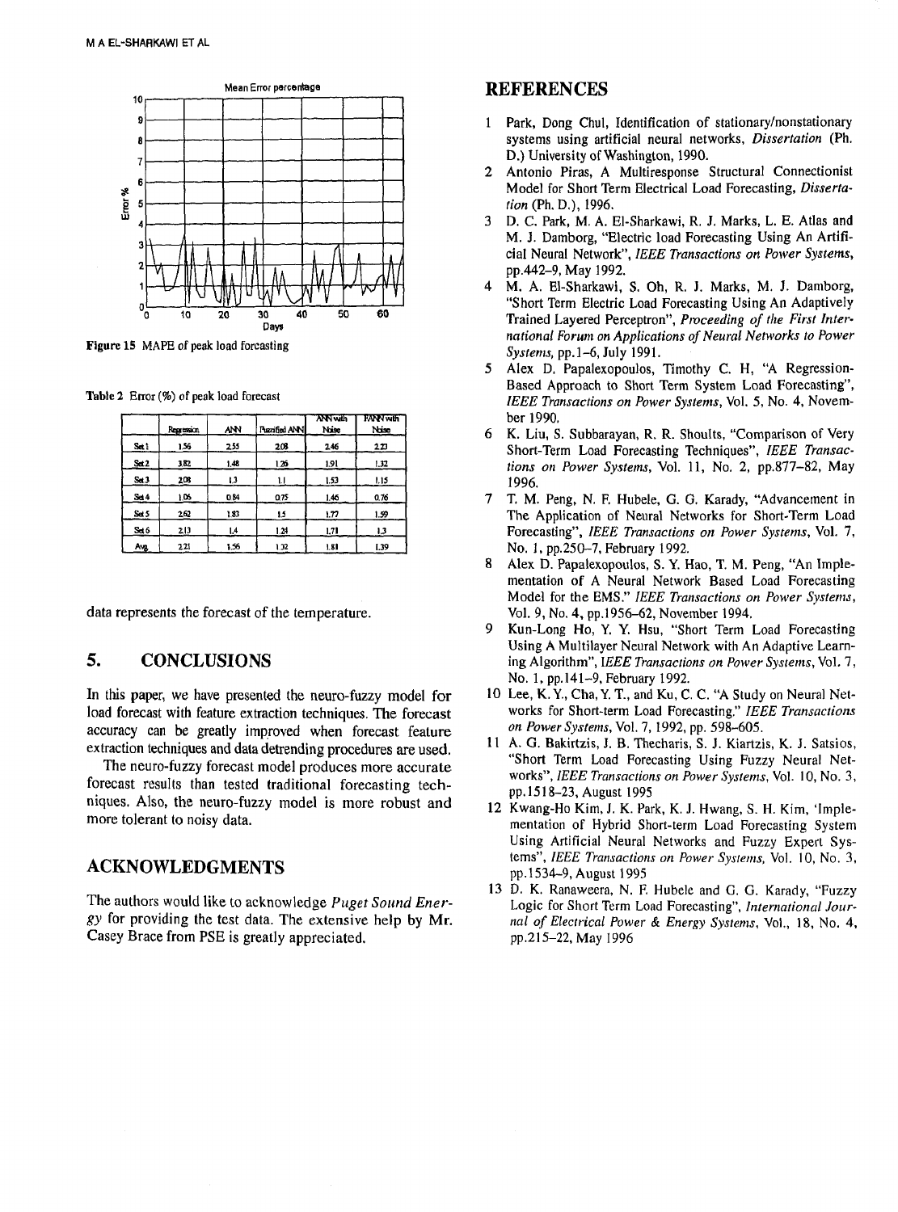Mean Error percentage

Error %

10
9
8
7
6
5
4
3
2
1
0

0 10 20 30 40 50 60

Days

**Figure 15** MAPE of peak load forcasting

**Table 2** Error (%) of peak load forecast

| | Regression | ANN | Fuzzified ANN | ANN with Noise | FANN with Noise |
|---|---|---|---|---|---|
| Set 1 | 1.56 | 2.55 | 2.08 | 2.46 | 2.23 |
| Set 2 | 3.82 | 1.48 | 1.26 | 1.91 | 1.32 |
| Set 3 | 2.08 | 1.3 | 1.1 | 1.53 | 1.15 |
| Set 4 | 1.06 | 0.84 | 0.75 | 1.46 | 0.76 |
| Set 5 | 2.62 | 1.83 | 1.5 | 1.77 | 1.59 |
| Set 6 | 2.13 | 1.4 | 1.24 | 1.71 | 1.3 |
| Avg. | 2.21 | 1.56 | 1.32 | 1.81 | 1.39 |

data represents the forecast of the temperature.

## 5. CONCLUSIONS

In this paper, we have presented the neuro-fuzzy model for load forecast with feature extraction techniques. The forecast accuracy can be greatly improved when forecast feature extraction techniques and data detrending procedures are used.

The neuro-fuzzy forecast model produces more accurate forecast results than tested traditional forecasting techniques. Also, the neuro-fuzzy model is more robust and more tolerant to noisy data.

## ACKNOWLEDGMENTS

The authors would like to acknowledge *Puget Sound Energy* for providing the test data. The extensive help by Mr. Casey Brace from PSE is greatly appreciated.

## REFERENCES

1 Park, Dong Chul, Identification of stationary/nonstationary systems using artificial neural networks, *Dissertation* (Ph. D.) University of Washington, 1990.

2 Antonio Piras, A Multiresponse Structural Connectionist Model for Short Term Electrical Load Forecasting, *Dissertation* (Ph. D.), 1996.

3 D. C. Park, M. A. El-Sharkawi, R. J. Marks, L. E. Atlas and M. J. Damborg, "Electric load Forecasting Using An Artificial Neural Network", *IEEE Transactions on Power Systems*, pp.442–9, May 1992.

4 M. A. El-Sharkawi, S. Oh, R. J. Marks, M. J. Damborg, "Short Term Electric Load Forecasting Using An Adaptively Trained Layered Perceptron", *Proceeding of the First International Forum on Applications of Neural Networks to Power Systems*, pp.1–6, July 1991.

5 Alex D. Papalexopoulos, Timothy C. H, "A Regression-Based Approach to Short Term System Load Forecasting", *IEEE Transactions on Power Systems*, Vol. 5, No. 4, November 1990.

6 K. Liu, S. Subbarayan, R. R. Shoults, "Comparison of Very Short-Term Load Forecasting Techniques", *IEEE Transactions on Power Systems*, Vol. 11, No. 2, pp.877–82, May 1996.

7 T. M. Peng, N. F. Hubele, G. G. Karady, "Advancement in The Application of Neural Networks for Short-Term Load Forecasting", *IEEE Transactions on Power Systems*, Vol. 7, No. 1, pp.250–7, February 1992.

8 Alex D. Papalexopoulos, S. Y. Hao, T. M. Peng, "An Implementation of A Neural Network Based Load Forecasting Model for the EMS." *IEEE Transactions on Power Systems*, Vol. 9, No. 4, pp.1956–62, November 1994.

9 Kun-Long Ho, Y. Y. Hsu, "Short Term Load Forecasting Using A Multilayer Neural Network with An Adaptive Learning Algorithm", *IEEE Transactions on Power Systems*, Vol. 7, No. 1, pp.141–9, February 1992.

10 Lee, K. Y., Cha, Y. T., and Ku, C. C. "A Study on Neural Networks for Short-term Load Forecasting." *IEEE Transactions on Power Systems*, Vol. 7, 1992, pp. 598–605.

11 A. G. Bakirtzis, J. B. Thecharis, S. J. Kiartzis, K. J. Satsios, "Short Term Load Forecasting Using Fuzzy Neural Networks", *IEEE Transactions on Power Systems*, Vol. 10, No. 3, pp.1518–23, August 1995

12 Kwang-Ho Kim, J. K. Park, K. J. Hwang, S. H. Kim, 'Implementation of Hybrid Short-term Load Forecasting System Using Artificial Neural Networks and Fuzzy Expert Systems", *IEEE Transactions on Power Systems*, Vol. 10, No. 3, pp.1534–9, August 1995

13 D. K. Ranaweera, N. F. Hubele and G. G. Karady, "Fuzzy Logic for Short Term Load Forecasting", *International Journal of Electrical Power & Energy Systems*, Vol., 18, No. 4, pp.215–22, May 1996